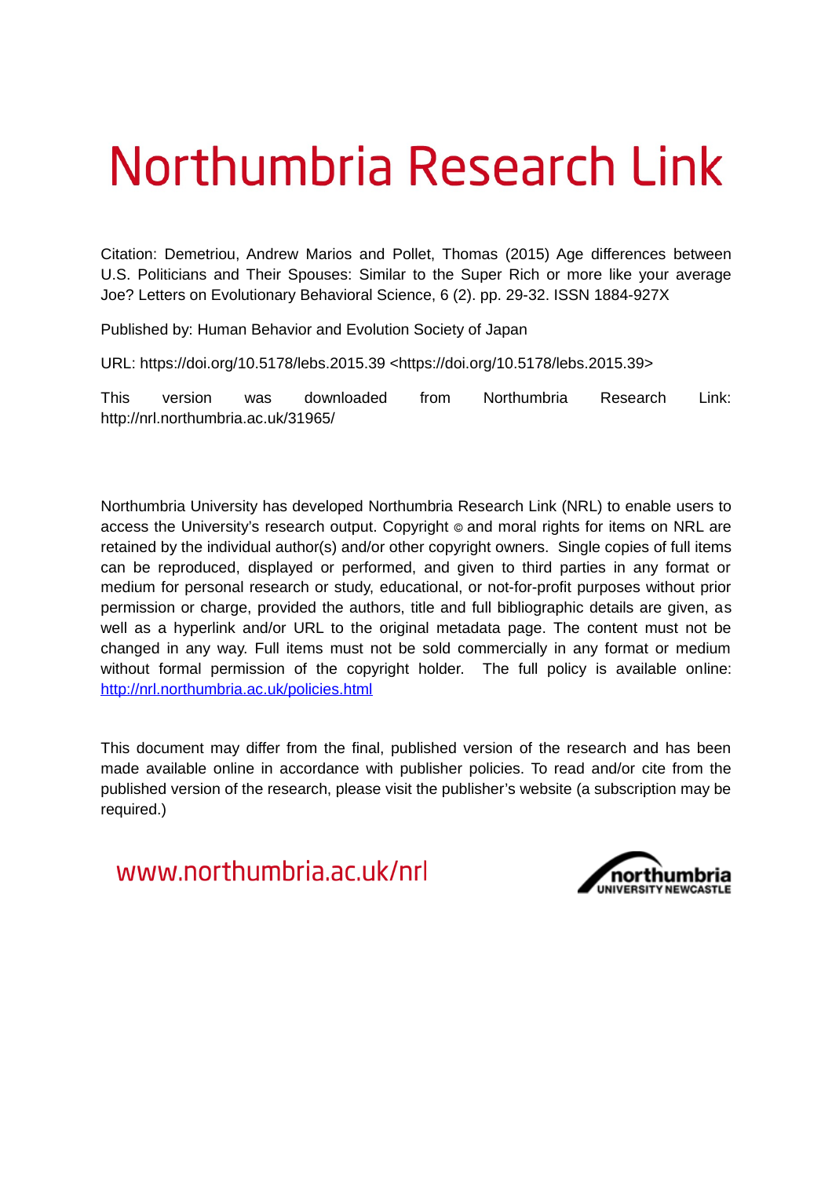# Northumbria Research Link

Citation: Demetriou, Andrew Marios and Pollet, Thomas (2015) Age differences between U.S. Politicians and Their Spouses: Similar to the Super Rich or more like your average Joe? Letters on Evolutionary Behavioral Science, 6 (2). pp. 29-32. ISSN 1884-927X

Published by: Human Behavior and Evolution Society of Japan

URL: https://doi.org/10.5178/lebs.2015.39 <https://doi.org/10.5178/lebs.2015.39>

This version was downloaded from Northumbria Research Link: http://nrl.northumbria.ac.uk/31965/

Northumbria University has developed Northumbria Research Link (NRL) to enable users to access the University's research output. Copyright © and moral rights for items on NRL are retained by the individual author(s) and/or other copyright owners. Single copies of full items can be reproduced, displayed or performed, and given to third parties in any format or medium for personal research or study, educational, or not-for-profit purposes without prior permission or charge, provided the authors, title and full bibliographic details are given, as well as a hyperlink and/or URL to the original metadata page. The content must not be changed in any way. Full items must not be sold commercially in any format or medium without formal permission of the copyright holder. The full policy is available online: http://nrl.northumbria.ac.uk/policies.html

This document may differ from the final, published version of the research and has been made available online in accordance with publisher policies. To read and/or cite from the published version of the research, please visit the publisher's website (a subscription may be required.)

www.northumbria.ac.uk/nrl

northumbria UNIVERSITY NEWCASTLE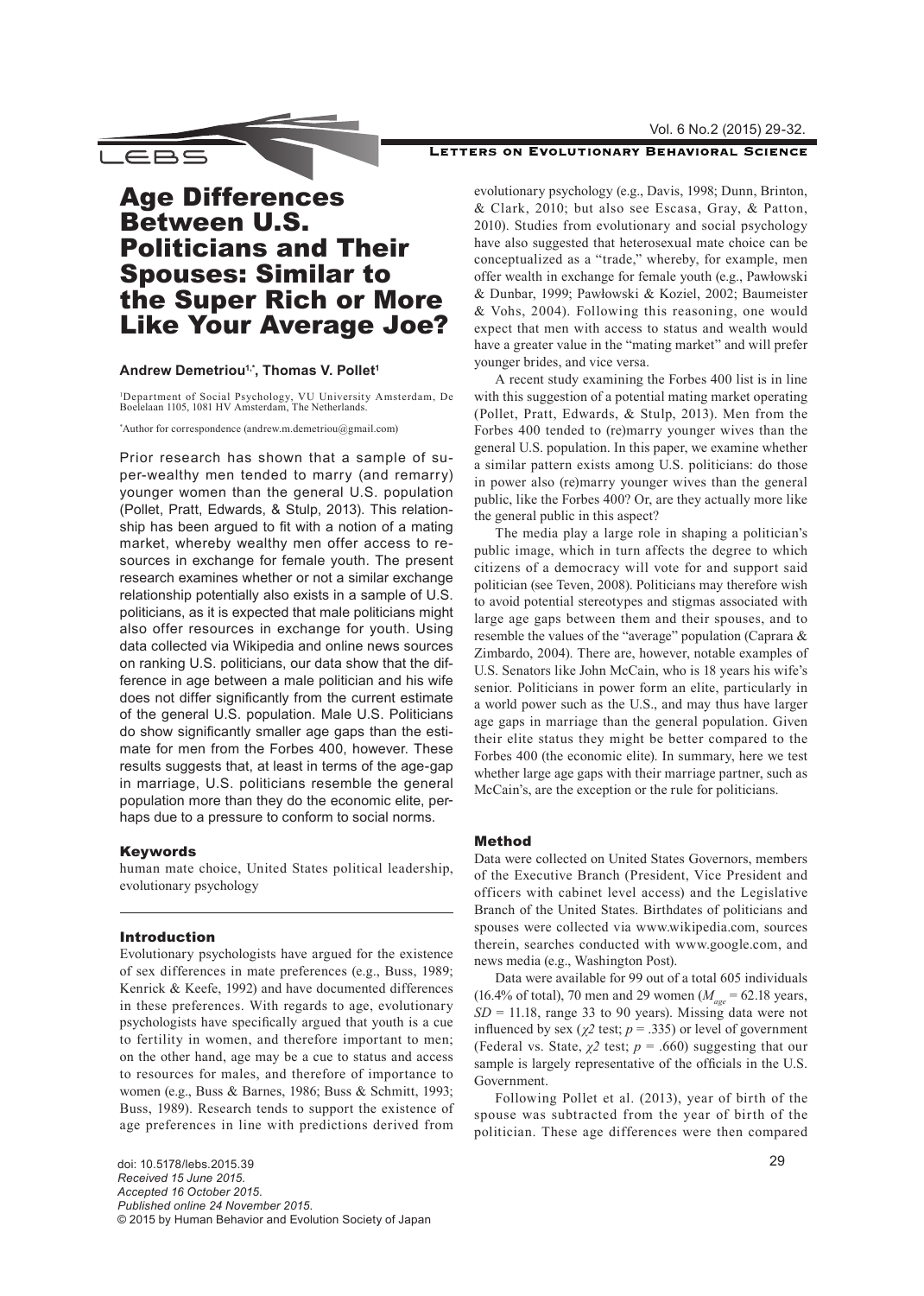# Age Differences Between U.S. Politicians and Their Spouses: Similar to the Super Rich or More Like Your Average Joe?

**Andrew Demetriou[1,*], Thomas V. Pollet[1]**

[1]Department of Social Psychology, VU University Amsterdam, De Boelelaan 1105, 1081 HV Amsterdam, The Netherlands.

[*]Author for correspondence (andrew.m.demetriou@gmail.com)

Prior research has shown that a sample of super-wealthy men tended to marry (and remarry) younger women than the general U.S. population (Pollet, Pratt, Edwards, & Stulp, 2013). This relationship has been argued to fit with a notion of a mating market, whereby wealthy men offer access to resources in exchange for female youth. The present research examines whether or not a similar exchange relationship potentially also exists in a sample of U.S. politicians, as it is expected that male politicians might also offer resources in exchange for youth. Using data collected via Wikipedia and online news sources on ranking U.S. politicians, our data show that the difference in age between a male politician and his wife does not differ significantly from the current estimate of the general U.S. population. Male U.S. Politicians do show significantly smaller age gaps than the estimate for men from the Forbes 400, however. These results suggests that, at least in terms of the age-gap in marriage, U.S. politicians resemble the general population more than they do the economic elite, perhaps due to a pressure to conform to social norms.

## Keywords

human mate choice, United States political leadership, evolutionary psychology

## Introduction

Evolutionary psychologists have argued for the existence of sex differences in mate preferences (e.g., Buss, 1989; Kenrick & Keefe, 1992) and have documented differences in these preferences. With regards to age, evolutionary psychologists have specifically argued that youth is a cue to fertility in women, and therefore important to men; on the other hand, age may be a cue to status and access to resources for males, and therefore of importance to women (e.g., Buss & Barnes, 1986; Buss & Schmitt, 1993; Buss, 1989). Research tends to support the existence of age preferences in line with predictions derived from evolutionary psychology (e.g., Davis, 1998; Dunn, Brinton, & Clark, 2010; but also see Escasa, Gray, & Patton, 2010). Studies from evolutionary and social psychology have also suggested that heterosexual mate choice can be conceptualized as a "trade," whereby, for example, men offer wealth in exchange for female youth (e.g., Pawłowski & Dunbar, 1999; Pawłowski & Koziel, 2002; Baumeister & Vohs, 2004). Following this reasoning, one would expect that men with access to status and wealth would have a greater value in the "mating market" and will prefer younger brides, and vice versa.

A recent study examining the Forbes 400 list is in line with this suggestion of a potential mating market operating (Pollet, Pratt, Edwards, & Stulp, 2013). Men from the Forbes 400 tended to (re)marry younger wives than the general U.S. population. In this paper, we examine whether a similar pattern exists among U.S. politicians: do those in power also (re)marry younger wives than the general public, like the Forbes 400? Or, are they actually more like the general public in this aspect?

The media play a large role in shaping a politician's public image, which in turn affects the degree to which citizens of a democracy will vote for and support said politician (see Teven, 2008). Politicians may therefore wish to avoid potential stereotypes and stigmas associated with large age gaps between them and their spouses, and to resemble the values of the "average" population (Caprara & Zimbardo, 2004). There are, however, notable examples of U.S. Senators like John McCain, who is 18 years his wife's senior. Politicians in power form an elite, particularly in a world power such as the U.S., and may thus have larger age gaps in marriage than the general population. Given their elite status they might be better compared to the Forbes 400 (the economic elite). In summary, here we test whether large age gaps with their marriage partner, such as McCain's, are the exception or the rule for politicians.

## Method

Data were collected on United States Governors, members of the Executive Branch (President, Vice President and officers with cabinet level access) and the Legislative Branch of the United States. Birthdates of politicians and spouses were collected via www.wikipedia.com, sources therein, searches conducted with www.google.com, and news media (e.g., Washington Post).

Data were available for 99 out of a total 605 individuals (16.4% of total), 70 men and 29 women ($M_{age}$ = 62.18 years, $SD$ = 11.18, range 33 to 90 years). Missing data were not influenced by sex ($\chi 2$ test; $p$ = .335) or level of government (Federal vs. State, $\chi 2$ test; $p$ = .660) suggesting that our sample is largely representative of the officials in the U.S. Government.

Following Pollet et al. (2013), year of birth of the spouse was subtracted from the year of birth of the politician. These age differences were then compared

doi: 10.5178/lebs.2015.39
*Received 15 June 2015.*
*Accepted 16 October 2015.*
*Published online 24 November 2015.*
© 2015 by Human Behavior and Evolution Society of Japan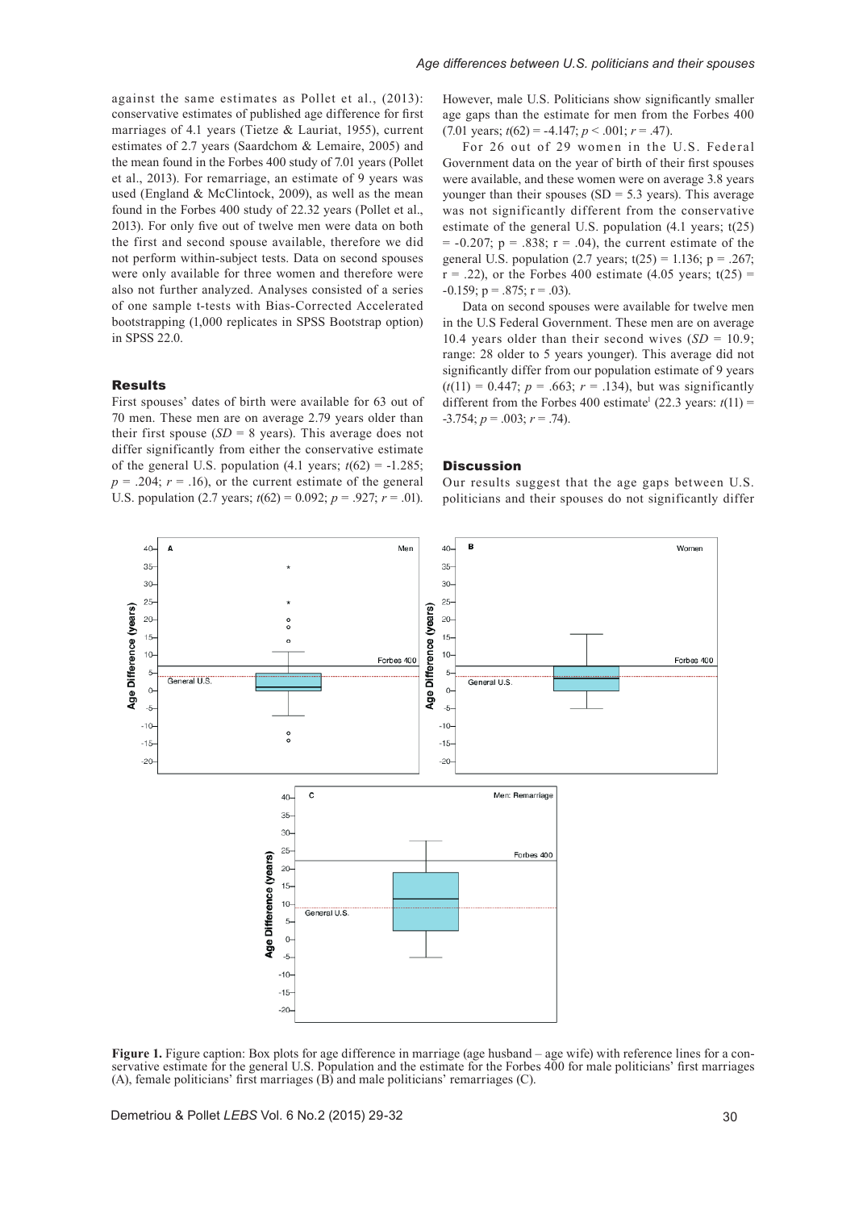against the same estimates as Pollet et al., (2013): conservative estimates of published age difference for first marriages of 4.1 years (Tietze & Lauriat, 1955), current estimates of 2.7 years (Saardchom & Lemaire, 2005) and the mean found in the Forbes 400 study of 7.01 years (Pollet et al., 2013). For remarriage, an estimate of 9 years was used (England & McClintock, 2009), as well as the mean found in the Forbes 400 study of 22.32 years (Pollet et al., 2013). For only five out of twelve men were data on both the first and second spouse available, therefore we did not perform within-subject tests. Data on second spouses were only available for three women and therefore were also not further analyzed. Analyses consisted of a series of one sample t-tests with Bias-Corrected Accelerated bootstrapping (1,000 replicates in SPSS Bootstrap option) in SPSS 22.0.

### Results

First spouses' dates of birth were available for 63 out of 70 men. These men are on average 2.79 years older than their first spouse (*SD* = 8 years). This average does not differ significantly from either the conservative estimate of the general U.S. population (4.1 years; $t(62) = -1.285$; $p = .204$; $r = .16$), or the current estimate of the general U.S. population (2.7 years; $t(62) = 0.092$; $p = .927$; $r = .01$). However, male U.S. Politicians show significantly smaller age gaps than the estimate for men from the Forbes 400 (7.01 years; $t(62) = -4.147$; $p < .001$; $r = .47$).

For 26 out of 29 women in the U.S. Federal Government data on the year of birth of their first spouses were available, and these women were on average 3.8 years younger than their spouses (SD = 5.3 years). This average was not significantly different from the conservative estimate of the general U.S. population (4.1 years; $t(25) = -0.207$; $p = .838$; $r = .04$), the current estimate of the general U.S. population (2.7 years; $t(25) = 1.136$; $p = .267$; $r = .22$), or the Forbes 400 estimate (4.05 years; $t(25) = -0.159$; $p = .875$; $r = .03$).

Data on second spouses were available for twelve men in the U.S Federal Government. These men are on average 10.4 years older than their second wives (*SD* = 10.9; range: 28 older to 5 years younger). This average did not significantly differ from our population estimate of 9 years ($t(11) = 0.447$; $p = .663$; $r = .134$), but was significantly different from the Forbes 400 estimate[1] (22.3 years: $t(11) = -3.754$; $p = .003$; $r = .74$).

### Discussion

Our results suggest that the age gaps between U.S. politicians and their spouses do not significantly differ

**Figure 1.** Figure caption: Box plots for age difference in marriage (age husband – age wife) with reference lines for a conservative estimate for the general U.S. Population and the estimate for the Forbes 400 for male politicians' first marriages (A), female politicians' first marriages (B) and male politicians' remarriages (C).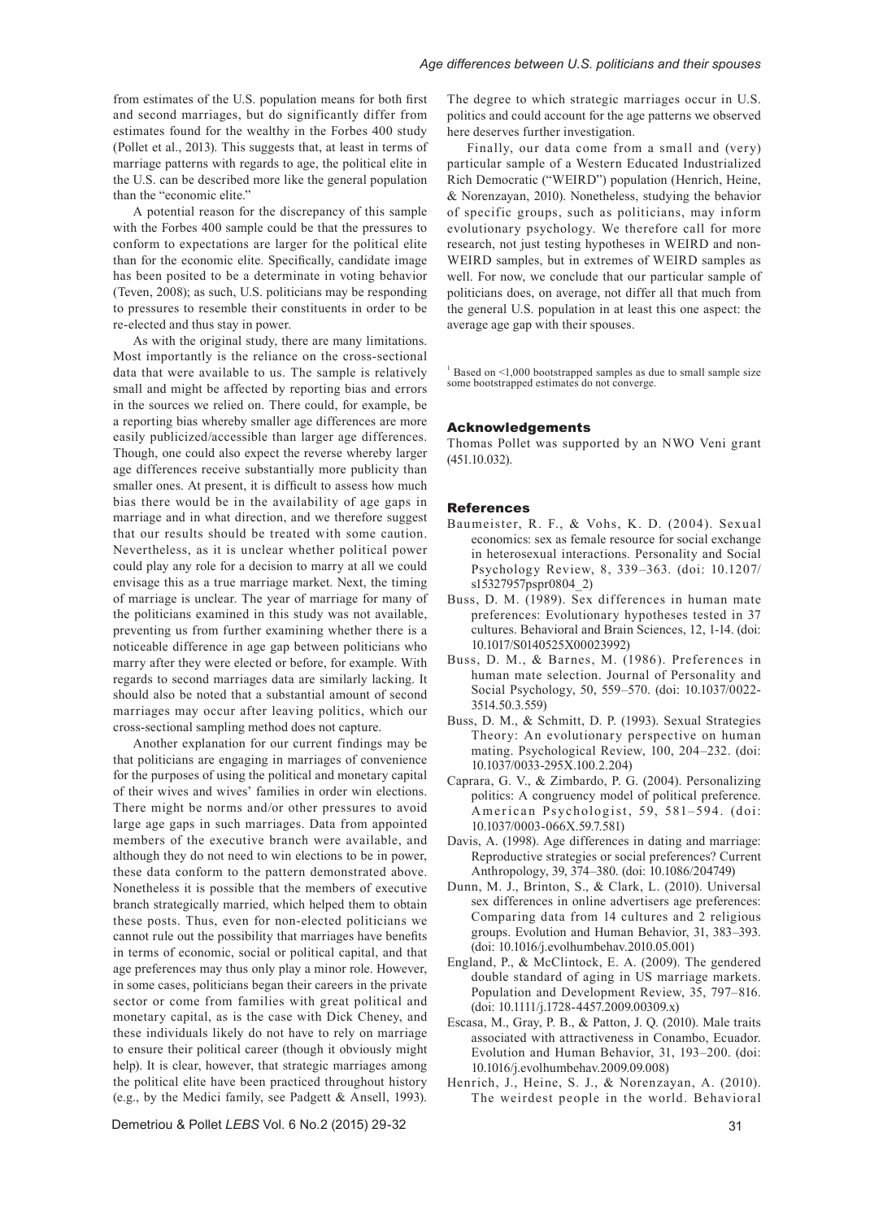from estimates of the U.S. population means for both first and second marriages, but do significantly differ from estimates found for the wealthy in the Forbes 400 study (Pollet et al., 2013). This suggests that, at least in terms of marriage patterns with regards to age, the political elite in the U.S. can be described more like the general population than the "economic elite."

A potential reason for the discrepancy of this sample with the Forbes 400 sample could be that the pressures to conform to expectations are larger for the political elite than for the economic elite. Specifically, candidate image has been posited to be a determinate in voting behavior (Teven, 2008); as such, U.S. politicians may be responding to pressures to resemble their constituents in order to be re-elected and thus stay in power.

As with the original study, there are many limitations. Most importantly is the reliance on the cross-sectional data that were available to us. The sample is relatively small and might be affected by reporting bias and errors in the sources we relied on. There could, for example, be a reporting bias whereby smaller age differences are more easily publicized/accessible than larger age differences. Though, one could also expect the reverse whereby larger age differences receive substantially more publicity than smaller ones. At present, it is difficult to assess how much bias there would be in the availability of age gaps in marriage and in what direction, and we therefore suggest that our results should be treated with some caution. Nevertheless, as it is unclear whether political power could play any role for a decision to marry at all we could envisage this as a true marriage market. Next, the timing of marriage is unclear. The year of marriage for many of the politicians examined in this study was not available, preventing us from further examining whether there is a noticeable difference in age gap between politicians who marry after they were elected or before, for example. With regards to second marriages data are similarly lacking. It should also be noted that a substantial amount of second marriages may occur after leaving politics, which our cross-sectional sampling method does not capture.

Another explanation for our current findings may be that politicians are engaging in marriages of convenience for the purposes of using the political and monetary capital of their wives and wives' families in order win elections. There might be norms and/or other pressures to avoid large age gaps in such marriages. Data from appointed members of the executive branch were available, and although they do not need to win elections to be in power, these data conform to the pattern demonstrated above. Nonetheless it is possible that the members of executive branch strategically married, which helped them to obtain these posts. Thus, even for non-elected politicians we cannot rule out the possibility that marriages have benefits in terms of economic, social or political capital, and that age preferences may thus only play a minor role. However, in some cases, politicians began their careers in the private sector or come from families with great political and monetary capital, as is the case with Dick Cheney, and these individuals likely do not have to rely on marriage to ensure their political career (though it obviously might help). It is clear, however, that strategic marriages among the political elite have been practiced throughout history (e.g., by the Medici family, see Padgett & Ansell, 1993). The degree to which strategic marriages occur in U.S. politics and could account for the age patterns we observed here deserves further investigation.

Finally, our data come from a small and (very) particular sample of a Western Educated Industrialized Rich Democratic ("WEIRD") population (Henrich, Heine, & Norenzayan, 2010). Nonetheless, studying the behavior of specific groups, such as politicians, may inform evolutionary psychology. We therefore call for more research, not just testing hypotheses in WEIRD and non-WEIRD samples, but in extremes of WEIRD samples as well. For now, we conclude that our particular sample of politicians does, on average, not differ all that much from the general U.S. population in at least this one aspect: the average age gap with their spouses.

[1] Based on <1,000 bootstrapped samples as due to small sample size some bootstrapped estimates do not converge.

## Acknowledgements

Thomas Pollet was supported by an NWO Veni grant (451.10.032).

## References

Baumeister, R. F., & Vohs, K. D. (2004). Sexual economics: sex as female resource for social exchange in heterosexual interactions. Personality and Social Psychology Review, 8, 339–363. (doi: 10.1207/s15327957pspr0804_2)

Buss, D. M. (1989). Sex differences in human mate preferences: Evolutionary hypotheses tested in 37 cultures. Behavioral and Brain Sciences, 12, 1-14. (doi: 10.1017/S0140525X00023992)

Buss, D. M., & Barnes, M. (1986). Preferences in human mate selection. Journal of Personality and Social Psychology, 50, 559–570. (doi: 10.1037/0022-3514.50.3.559)

Buss, D. M., & Schmitt, D. P. (1993). Sexual Strategies Theory: An evolutionary perspective on human mating. Psychological Review, 100, 204–232. (doi: 10.1037/0033-295X.100.2.204)

Caprara, G. V., & Zimbardo, P. G. (2004). Personalizing politics: A congruency model of political preference. American Psychologist, 59, 581–594. (doi: 10.1037/0003-066X.59.7.581)

Davis, A. (1998). Age differences in dating and marriage: Reproductive strategies or social preferences? Current Anthropology, 39, 374–380. (doi: 10.1086/204749)

Dunn, M. J., Brinton, S., & Clark, L. (2010). Universal sex differences in online advertisers age preferences: Comparing data from 14 cultures and 2 religious groups. Evolution and Human Behavior, 31, 383–393. (doi: 10.1016/j.evolhumbehav.2010.05.001)

England, P., & McClintock, E. A. (2009). The gendered double standard of aging in US marriage markets. Population and Development Review, 35, 797–816. (doi: 10.1111/j.1728-4457.2009.00309.x)

Escasa, M., Gray, P. B., & Patton, J. Q. (2010). Male traits associated with attractiveness in Conambo, Ecuador. Evolution and Human Behavior, 31, 193–200. (doi: 10.1016/j.evolhumbehav.2009.09.008)

Henrich, J., Heine, S. J., & Norenzayan, A. (2010). The weirdest people in the world. Behavioral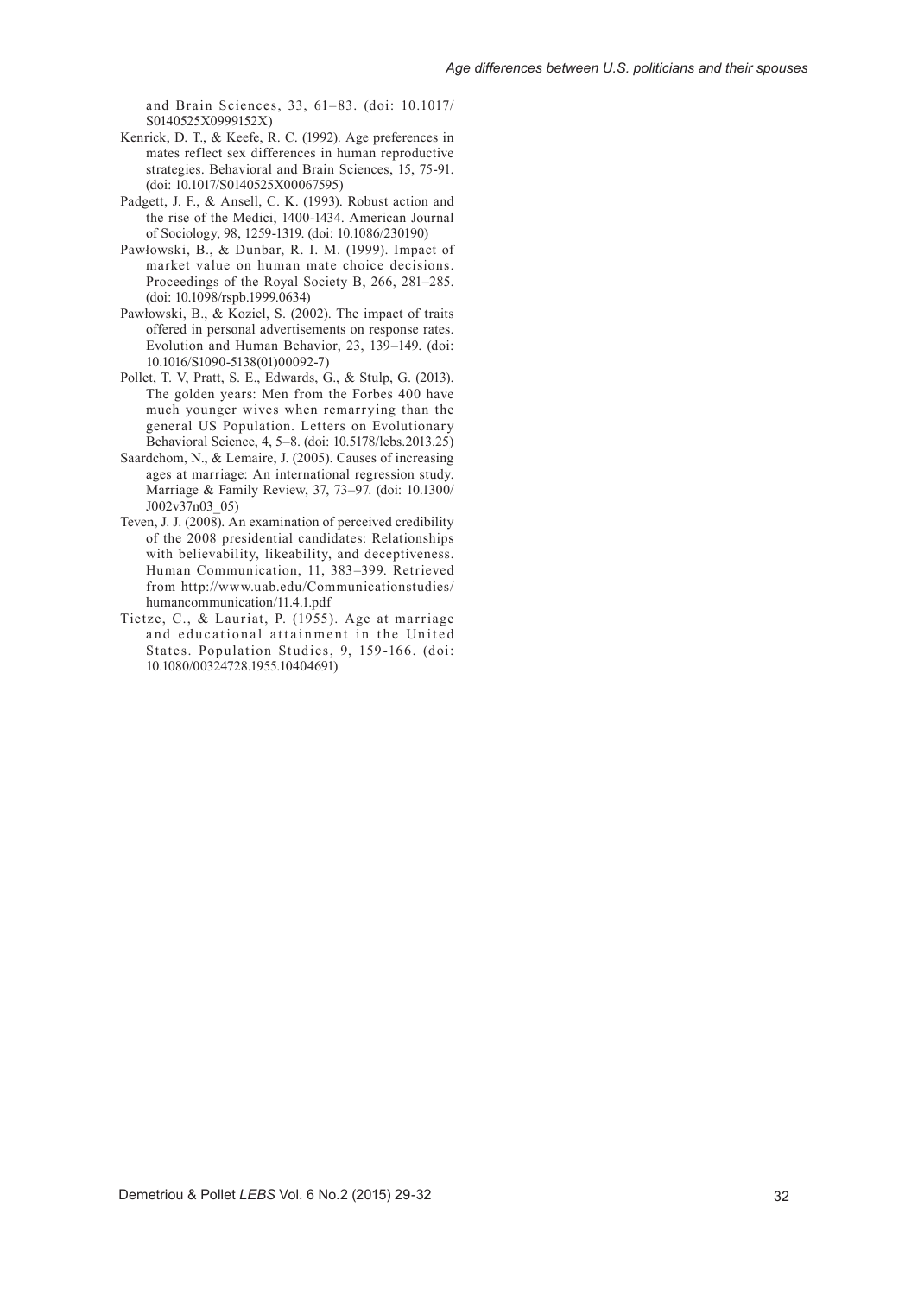and Brain Sciences, 33, 61–83. (doi: 10.1017/S0140525X0999152X)

Kenrick, D. T., & Keefe, R. C. (1992). Age preferences in mates reflect sex differences in human reproductive strategies. Behavioral and Brain Sciences, 15, 75-91. (doi: 10.1017/S0140525X00067595)

Padgett, J. F., & Ansell, C. K. (1993). Robust action and the rise of the Medici, 1400-1434. American Journal of Sociology, 98, 1259-1319. (doi: 10.1086/230190)

Pawłowski, B., & Dunbar, R. I. M. (1999). Impact of market value on human mate choice decisions. Proceedings of the Royal Society B, 266, 281–285. (doi: 10.1098/rspb.1999.0634)

Pawłowski, B., & Koziel, S. (2002). The impact of traits offered in personal advertisements on response rates. Evolution and Human Behavior, 23, 139–149. (doi: 10.1016/S1090-5138(01)00092-7)

Pollet, T. V, Pratt, S. E., Edwards, G., & Stulp, G. (2013). The golden years: Men from the Forbes 400 have much younger wives when remarrying than the general US Population. Letters on Evolutionary Behavioral Science, 4, 5–8. (doi: 10.5178/lebs.2013.25)

Saardchom, N., & Lemaire, J. (2005). Causes of increasing ages at marriage: An international regression study. Marriage & Family Review, 37, 73–97. (doi: 10.1300/J002v37n03_05)

Teven, J. J. (2008). An examination of perceived credibility of the 2008 presidential candidates: Relationships with believability, likeability, and deceptiveness. Human Communication, 11, 383–399. Retrieved from http://www.uab.edu/Communicationstudies/humancommunication/11.4.1.pdf

Tietze, C., & Lauriat, P. (1955). Age at marriage and educational attainment in the United States. Population Studies, 9, 159-166. (doi: 10.1080/00324728.1955.10404691)